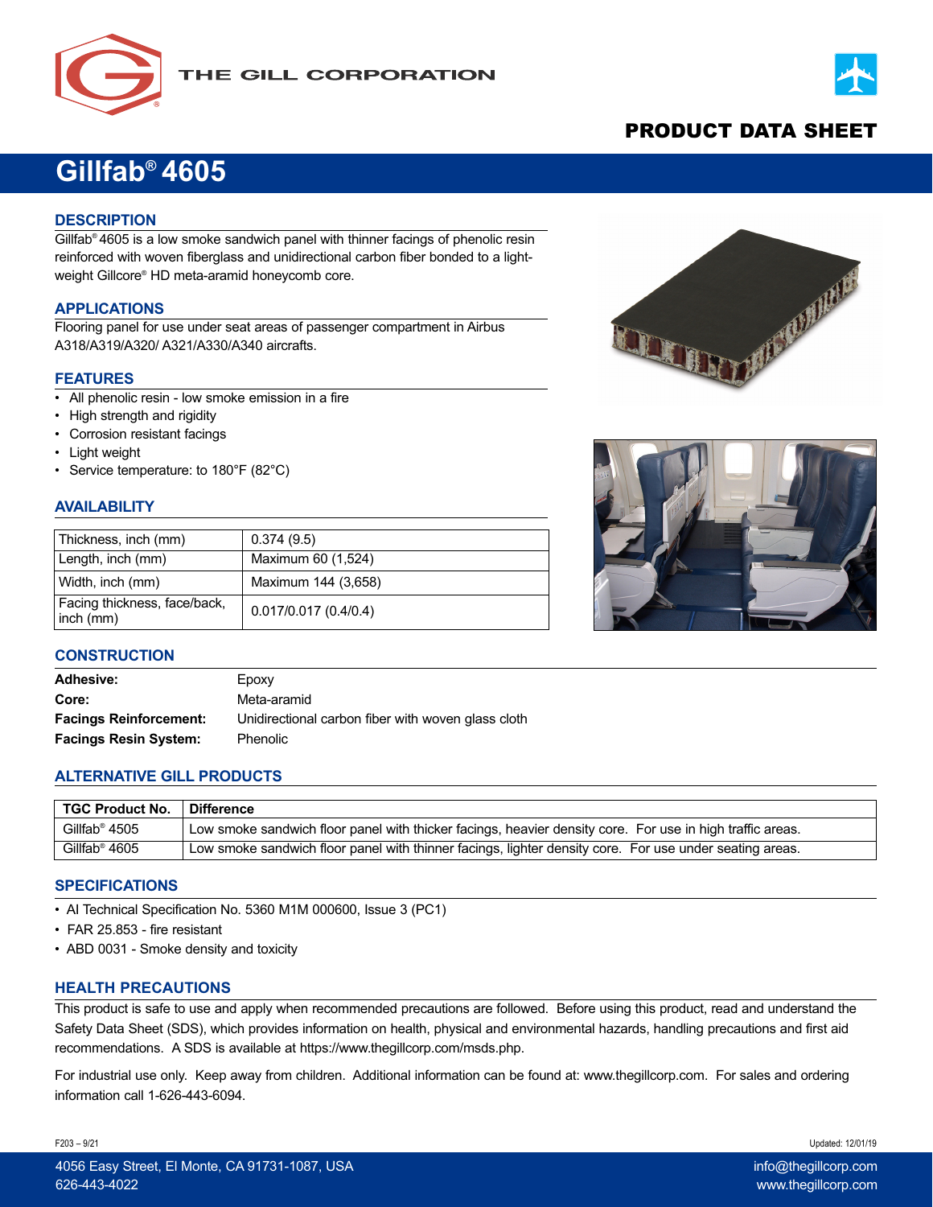THE GILL CORPORATION

PRODUCT DATA SHEET

# Gillfab® 4605

## DESCRIPTION

Gillfab® 4605 is a low smoke sandwich panel with thinner facings of phenolic resin reinforced with woven fiberglass and unidirectional carbon fiber bonded to a light-weight Gillcore® HD meta-aramid honeycomb core.

## APPLICATIONS

Flooring panel for use under seat areas of passenger compartment in Airbus A318/A319/A320/ A321/A330/A340 aircrafts.

## FEATURES

- All phenolic resin - low smoke emission in a fire
- High strength and rigidity
- Corrosion resistant facings
- Light weight
- Service temperature: to 180°F (82°C)

## AVAILABILITY

| | |
|---|---|
| Thickness, inch (mm) | 0.374 (9.5) |
| Length, inch (mm) | Maximum 60 (1,524) |
| Width, inch (mm) | Maximum 144 (3,658) |
| Facing thickness, face/back, inch (mm) | 0.017/0.017 (0.4/0.4) |

## CONSTRUCTION

**Adhesive:** Epoxy

**Core:** Meta-aramid

**Facings Reinforcement:** Unidirectional carbon fiber with woven glass cloth

**Facings Resin System:** Phenolic

## ALTERNATIVE GILL PRODUCTS

| TGC Product No. | Difference |
|---|---|
| Gillfab® 4505 | Low smoke sandwich floor panel with thicker facings, heavier density core. For use in high traffic areas. |
| Gillfab® 4605 | Low smoke sandwich floor panel with thinner facings, lighter density core. For use under seating areas. |

## SPECIFICATIONS

- AI Technical Specification No. 5360 M1M 000600, Issue 3 (PC1)
- FAR 25.853 - fire resistant
- ABD 0031 - Smoke density and toxicity

## HEALTH PRECAUTIONS

This product is safe to use and apply when recommended precautions are followed. Before using this product, read and understand the Safety Data Sheet (SDS), which provides information on health, physical and environmental hazards, handling precautions and first aid recommendations. A SDS is available at https://www.thegillcorp.com/msds.php.

For industrial use only. Keep away from children. Additional information can be found at: www.thegillcorp.com. For sales and ordering information call 1-626-443-6094.

F203 – 9/21

Updated: 12/01/19

4056 Easy Street, El Monte, CA 91731-1087, USA
626-443-4022

info@thegillcorp.com
www.thegillcorp.com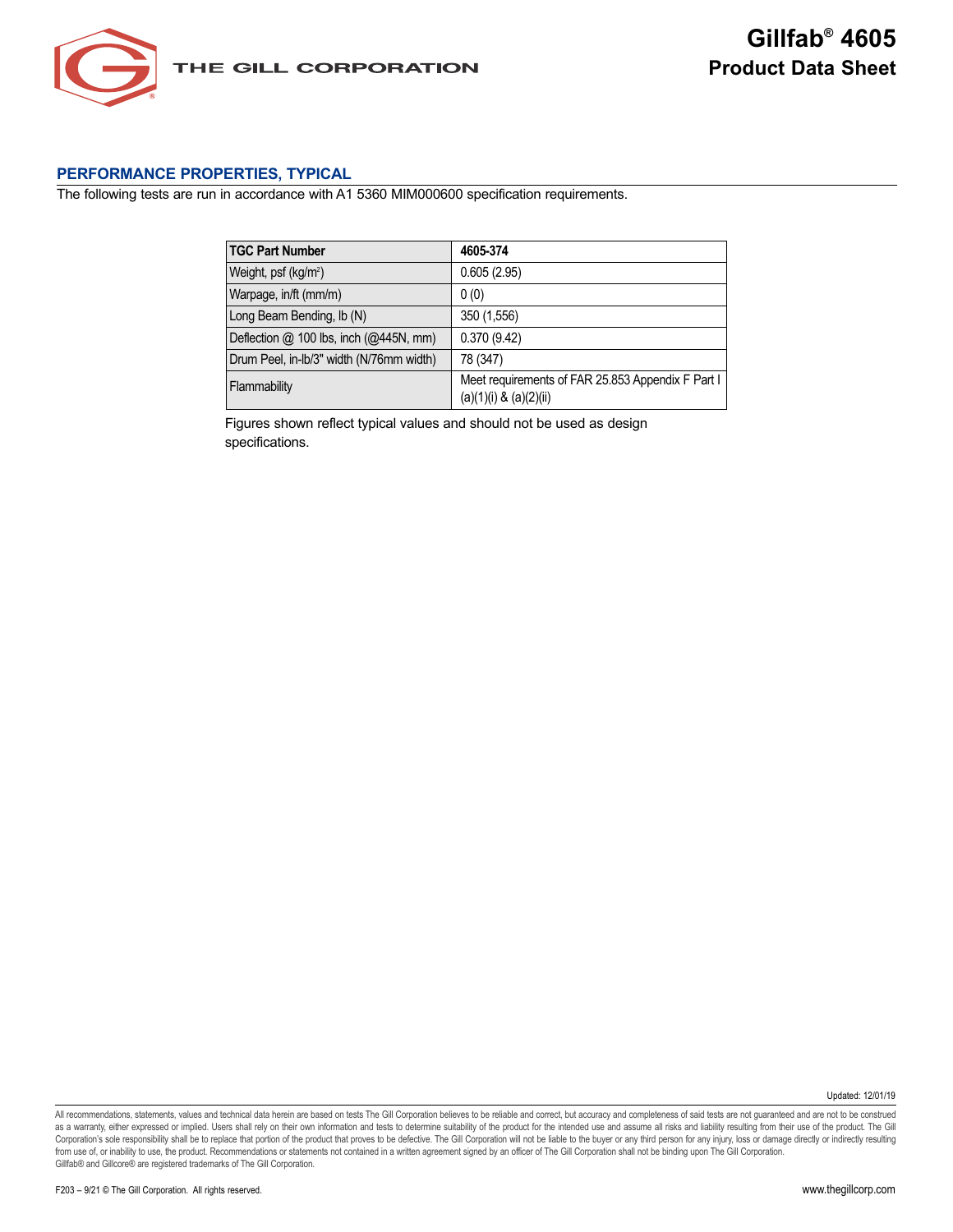## PERFORMANCE PROPERTIES, TYPICAL

The following tests are run in accordance with A1 5360 MIM000600 specification requirements.

| TGC Part Number | 4605-374 |
|---|---|
| Weight, psf (kg/m$^2$) | 0.605 (2.95) |
| Warpage, in/ft (mm/m) | 0 (0) |
| Long Beam Bending, lb (N) | 350 (1,556) |
| Deflection @ 100 lbs, inch (@445N, mm) | 0.370 (9.42) |
| Drum Peel, in-lb/3" width (N/76mm width) | 78 (347) |
| Flammability | Meet requirements of FAR 25.853 Appendix F Part I (a)(1)(i) & (a)(2)(ii) |

Figures shown reflect typical values and should not be used as design specifications.

Updated: 12/01/19

All recommendations, statements, values and technical data herein are based on tests The Gill Corporation believes to be reliable and correct, but accuracy and completeness of said tests are not guaranteed and are not to be construed as a warranty, either expressed or implied. Users shall rely on their own information and tests to determine suitability of the product for the intended use and assume all risks and liability resulting from their use of the product. The Gill Corporation's sole responsibility shall be to replace that portion of the product that proves to be defective. The Gill Corporation will not be liable to the buyer or any third person for any injury, loss or damage directly or indirectly resulting from use of, or inability to use, the product. Recommendations or statements not contained in a written agreement signed by an officer of The Gill Corporation shall not be binding upon The Gill Corporation.
Gillfab® and Gillcore® are registered trademarks of The Gill Corporation.

F203 – 9/21 © The Gill Corporation. All rights reserved.

www.thegillcorp.com